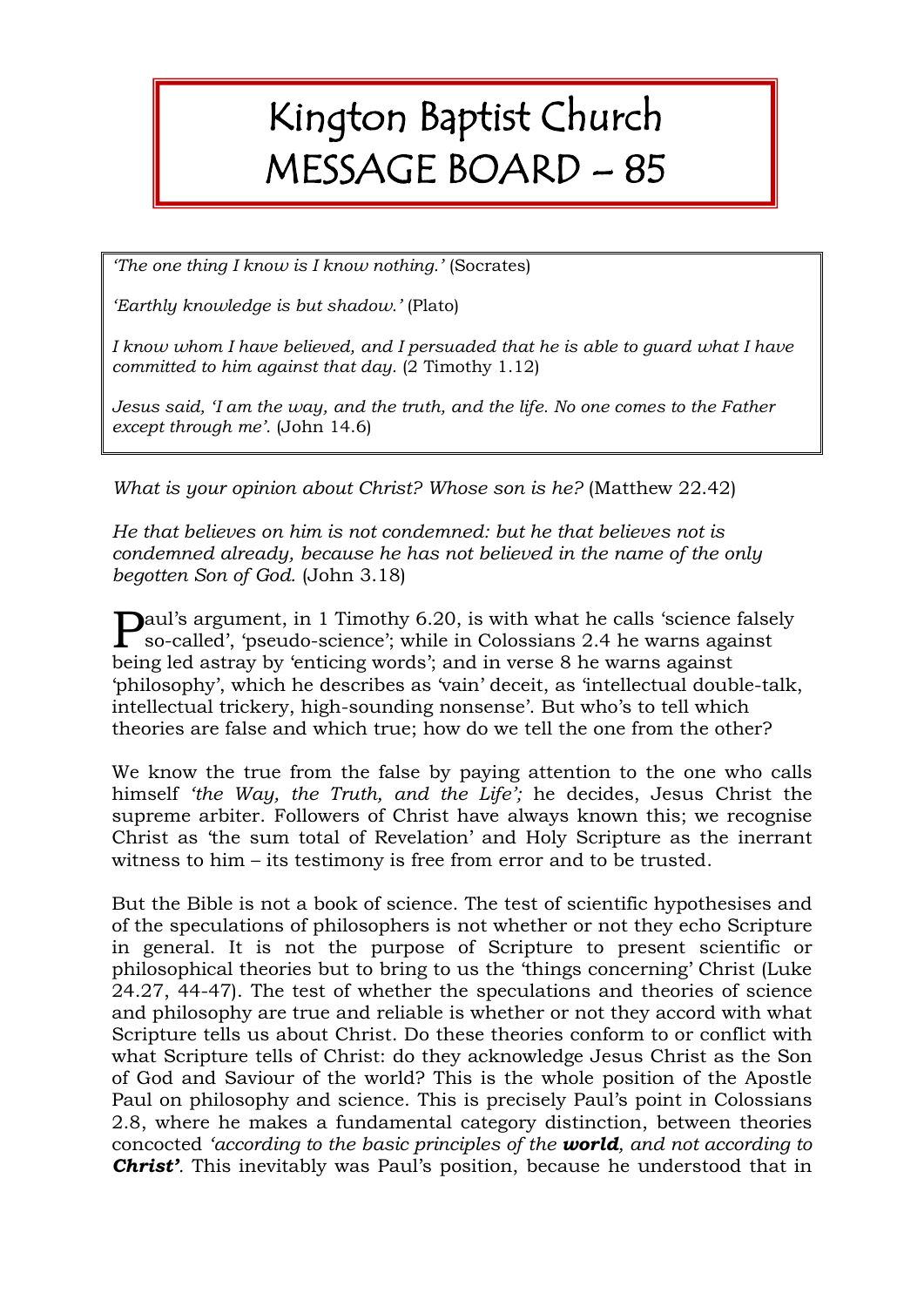# Kington Baptist Church MESSAGE BOARD – 85

*'The one thing I know is I know nothing.'* (Socrates)

*'Earthly knowledge is but shadow.'* (Plato)

*I know whom I have believed, and I persuaded that he is able to guard what I have committed to him against that day.* (2 Timothy 1.12)

*Jesus said, 'I am the way, and the truth, and the life. No one comes to the Father except through me'.* (John 14.6)

*What is your opinion about Christ? Whose son is he?* (Matthew 22.42)

*He that believes on him is not condemned: but he that believes not is condemned already, because he has not believed in the name of the only begotten Son of God.* (John 3.18)

Paul's argument, in 1 Timothy 6.20, is with what he calls 'science falsely so-called', 'pseudo-science'; while in Colossians 2.4 he warns against being led astray by 'enticing words'; and in verse 8 he warns against 'philosophy', which he describes as 'vain' deceit, as 'intellectual double-talk, intellectual trickery, high-sounding nonsense'. But who's to tell which theories are false and which true; how do we tell the one from the other?

We know the true from the false by paying attention to the one who calls himself *'the Way, the Truth, and the Life';* he decides, Jesus Christ the supreme arbiter. Followers of Christ have always known this; we recognise Christ as 'the sum total of Revelation' and Holy Scripture as the inerrant witness to him – its testimony is free from error and to be trusted.

But the Bible is not a book of science. The test of scientific hypothesises and of the speculations of philosophers is not whether or not they echo Scripture in general. It is not the purpose of Scripture to present scientific or philosophical theories but to bring to us the 'things concerning' Christ (Luke 24.27, 44-47). The test of whether the speculations and theories of science and philosophy are true and reliable is whether or not they accord with what Scripture tells us about Christ. Do these theories conform to or conflict with what Scripture tells of Christ: do they acknowledge Jesus Christ as the Son of God and Saviour of the world? This is the whole position of the Apostle Paul on philosophy and science. This is precisely Paul's point in Colossians 2.8, where he makes a fundamental category distinction, between theories concocted *'according to the basic principles of the **world**, and not according to **Christ**'*. This inevitably was Paul's position, because he understood that in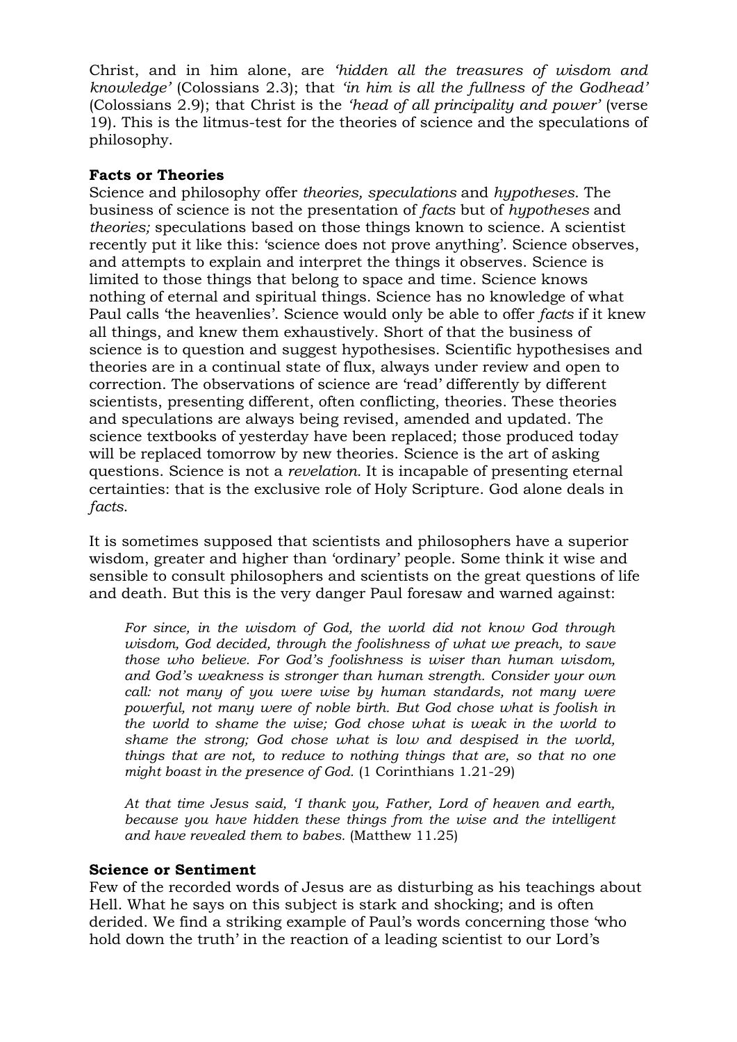Christ, and in him alone, are *'hidden all the treasures of wisdom and knowledge'* (Colossians 2.3); that *'in him is all the fullness of the Godhead'* (Colossians 2.9); that Christ is the *'head of all principality and power'* (verse 19). This is the litmus-test for the theories of science and the speculations of philosophy.

**Facts or Theories**

Science and philosophy offer *theories, speculations* and *hypotheses*. The business of science is not the presentation of *facts* but of *hypotheses* and *theories;* speculations based on those things known to science. A scientist recently put it like this: 'science does not prove anything'. Science observes, and attempts to explain and interpret the things it observes. Science is limited to those things that belong to space and time. Science knows nothing of eternal and spiritual things. Science has no knowledge of what Paul calls 'the heavenlies'. Science would only be able to offer *facts* if it knew all things, and knew them exhaustively. Short of that the business of science is to question and suggest hypothesises. Scientific hypothesises and theories are in a continual state of flux, always under review and open to correction. The observations of science are 'read' differently by different scientists, presenting different, often conflicting, theories. These theories and speculations are always being revised, amended and updated. The science textbooks of yesterday have been replaced; those produced today will be replaced tomorrow by new theories. Science is the art of asking questions. Science is not a *revelation*. It is incapable of presenting eternal certainties: that is the exclusive role of Holy Scripture. God alone deals in *facts*.

It is sometimes supposed that scientists and philosophers have a superior wisdom, greater and higher than 'ordinary' people. Some think it wise and sensible to consult philosophers and scientists on the great questions of life and death. But this is the very danger Paul foresaw and warned against:

> *For since, in the wisdom of God, the world did not know God through wisdom, God decided, through the foolishness of what we preach, to save those who believe. For God's foolishness is wiser than human wisdom, and God's weakness is stronger than human strength. Consider your own call: not many of you were wise by human standards, not many were powerful, not many were of noble birth. But God chose what is foolish in the world to shame the wise; God chose what is weak in the world to shame the strong; God chose what is low and despised in the world, things that are not, to reduce to nothing things that are, so that no one might boast in the presence of God.* (1 Corinthians 1.21-29)

> *At that time Jesus said, 'I thank you, Father, Lord of heaven and earth, because you have hidden these things from the wise and the intelligent and have revealed them to babes.* (Matthew 11.25)

**Science or Sentiment**

Few of the recorded words of Jesus are as disturbing as his teachings about Hell. What he says on this subject is stark and shocking; and is often derided. We find a striking example of Paul's words concerning those 'who hold down the truth' in the reaction of a leading scientist to our Lord's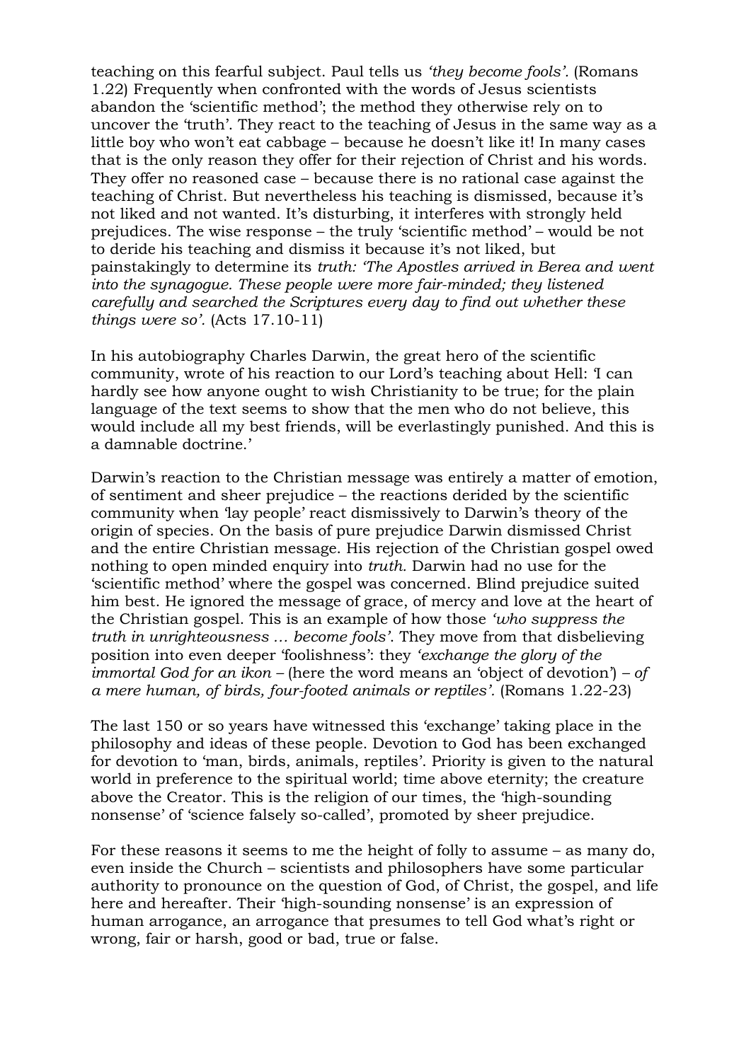teaching on this fearful subject. Paul tells us *'they become fools'.* (Romans 1.22) Frequently when confronted with the words of Jesus scientists abandon the 'scientific method'; the method they otherwise rely on to uncover the 'truth'. They react to the teaching of Jesus in the same way as a little boy who won't eat cabbage – because he doesn't like it! In many cases that is the only reason they offer for their rejection of Christ and his words. They offer no reasoned case – because there is no rational case against the teaching of Christ. But nevertheless his teaching is dismissed, because it's not liked and not wanted. It's disturbing, it interferes with strongly held prejudices. The wise response – the truly 'scientific method' – would be not to deride his teaching and dismiss it because it's not liked, but painstakingly to determine its *truth: 'The Apostles arrived in Berea and went into the synagogue. These people were more fair-minded; they listened carefully and searched the Scriptures every day to find out whether these things were so'.* (Acts 17.10-11)

In his autobiography Charles Darwin, the great hero of the scientific community, wrote of his reaction to our Lord's teaching about Hell: 'I can hardly see how anyone ought to wish Christianity to be true; for the plain language of the text seems to show that the men who do not believe, this would include all my best friends, will be everlastingly punished. And this is a damnable doctrine.'

Darwin's reaction to the Christian message was entirely a matter of emotion, of sentiment and sheer prejudice – the reactions derided by the scientific community when 'lay people' react dismissively to Darwin's theory of the origin of species. On the basis of pure prejudice Darwin dismissed Christ and the entire Christian message. His rejection of the Christian gospel owed nothing to open minded enquiry into *truth.* Darwin had no use for the 'scientific method' where the gospel was concerned. Blind prejudice suited him best. He ignored the message of grace, of mercy and love at the heart of the Christian gospel. This is an example of how those *'who suppress the truth in unrighteousness … become fools'.* They move from that disbelieving position into even deeper 'foolishness': they *'exchange the glory of the immortal God for an ikon* – (here the word means an 'object of devotion') – *of a mere human, of birds, four-footed animals or reptiles'.* (Romans 1.22-23)

The last 150 or so years have witnessed this 'exchange' taking place in the philosophy and ideas of these people. Devotion to God has been exchanged for devotion to 'man, birds, animals, reptiles'. Priority is given to the natural world in preference to the spiritual world; time above eternity; the creature above the Creator. This is the religion of our times, the 'high-sounding nonsense' of 'science falsely so-called', promoted by sheer prejudice.

For these reasons it seems to me the height of folly to assume – as many do, even inside the Church – scientists and philosophers have some particular authority to pronounce on the question of God, of Christ, the gospel, and life here and hereafter. Their 'high-sounding nonsense' is an expression of human arrogance, an arrogance that presumes to tell God what's right or wrong, fair or harsh, good or bad, true or false.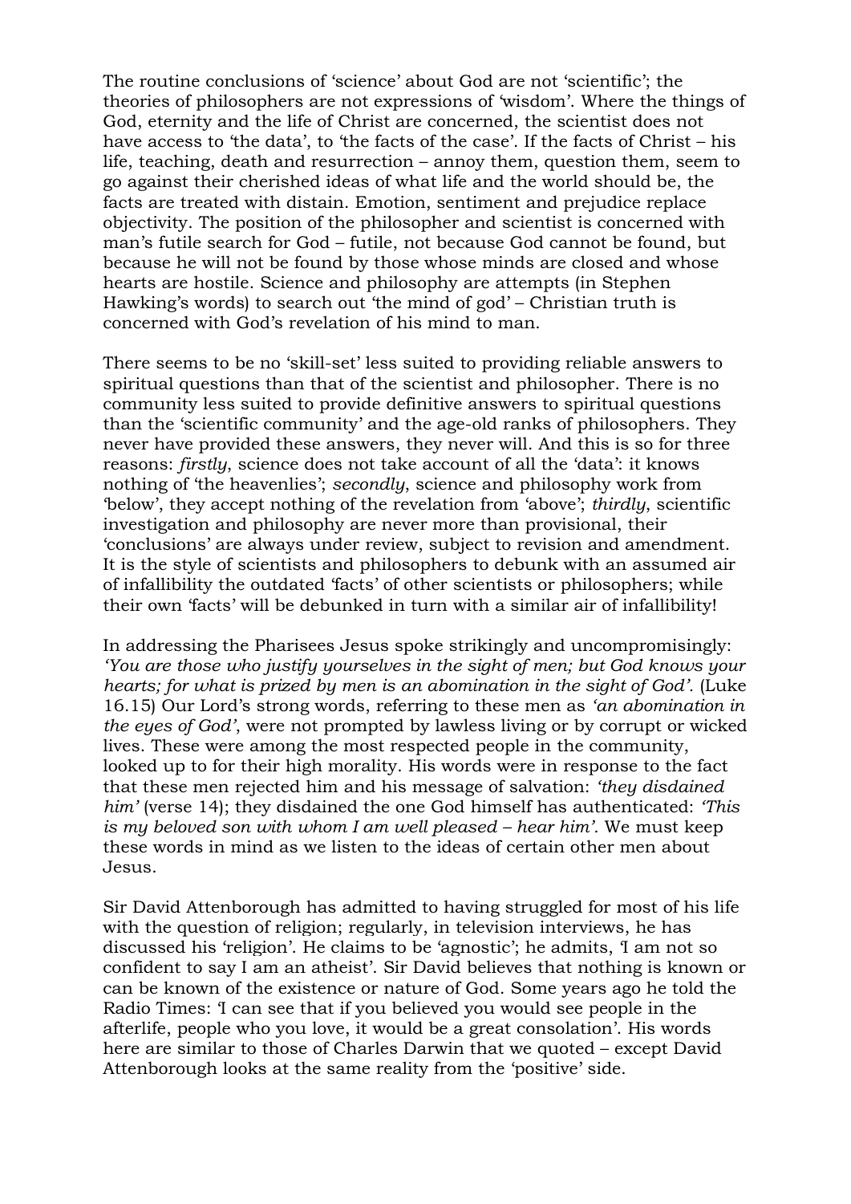The routine conclusions of 'science' about God are not 'scientific'; the theories of philosophers are not expressions of 'wisdom'. Where the things of God, eternity and the life of Christ are concerned, the scientist does not have access to 'the data', to 'the facts of the case'. If the facts of Christ – his life, teaching, death and resurrection – annoy them, question them, seem to go against their cherished ideas of what life and the world should be, the facts are treated with distain. Emotion, sentiment and prejudice replace objectivity. The position of the philosopher and scientist is concerned with man's futile search for God – futile, not because God cannot be found, but because he will not be found by those whose minds are closed and whose hearts are hostile. Science and philosophy are attempts (in Stephen Hawking's words) to search out 'the mind of god' – Christian truth is concerned with God's revelation of his mind to man.

There seems to be no 'skill-set' less suited to providing reliable answers to spiritual questions than that of the scientist and philosopher. There is no community less suited to provide definitive answers to spiritual questions than the 'scientific community' and the age-old ranks of philosophers. They never have provided these answers, they never will. And this is so for three reasons: *firstly*, science does not take account of all the 'data': it knows nothing of 'the heavenlies'; *secondly*, science and philosophy work from 'below', they accept nothing of the revelation from 'above'; *thirdly*, scientific investigation and philosophy are never more than provisional, their 'conclusions' are always under review, subject to revision and amendment. It is the style of scientists and philosophers to debunk with an assumed air of infallibility the outdated 'facts' of other scientists or philosophers; while their own 'facts' will be debunked in turn with a similar air of infallibility!

In addressing the Pharisees Jesus spoke strikingly and uncompromisingly: *'You are those who justify yourselves in the sight of men; but God knows your hearts; for what is prized by men is an abomination in the sight of God'.* (Luke 16.15) Our Lord's strong words, referring to these men as *'an abomination in the eyes of God'*, were not prompted by lawless living or by corrupt or wicked lives. These were among the most respected people in the community, looked up to for their high morality. His words were in response to the fact that these men rejected him and his message of salvation: *'they disdained him'* (verse 14); they disdained the one God himself has authenticated: *'This is my beloved son with whom I am well pleased – hear him'*. We must keep these words in mind as we listen to the ideas of certain other men about Jesus.

Sir David Attenborough has admitted to having struggled for most of his life with the question of religion; regularly, in television interviews, he has discussed his 'religion'. He claims to be 'agnostic'; he admits, 'I am not so confident to say I am an atheist'. Sir David believes that nothing is known or can be known of the existence or nature of God. Some years ago he told the Radio Times: 'I can see that if you believed you would see people in the afterlife, people who you love, it would be a great consolation'. His words here are similar to those of Charles Darwin that we quoted – except David Attenborough looks at the same reality from the 'positive' side.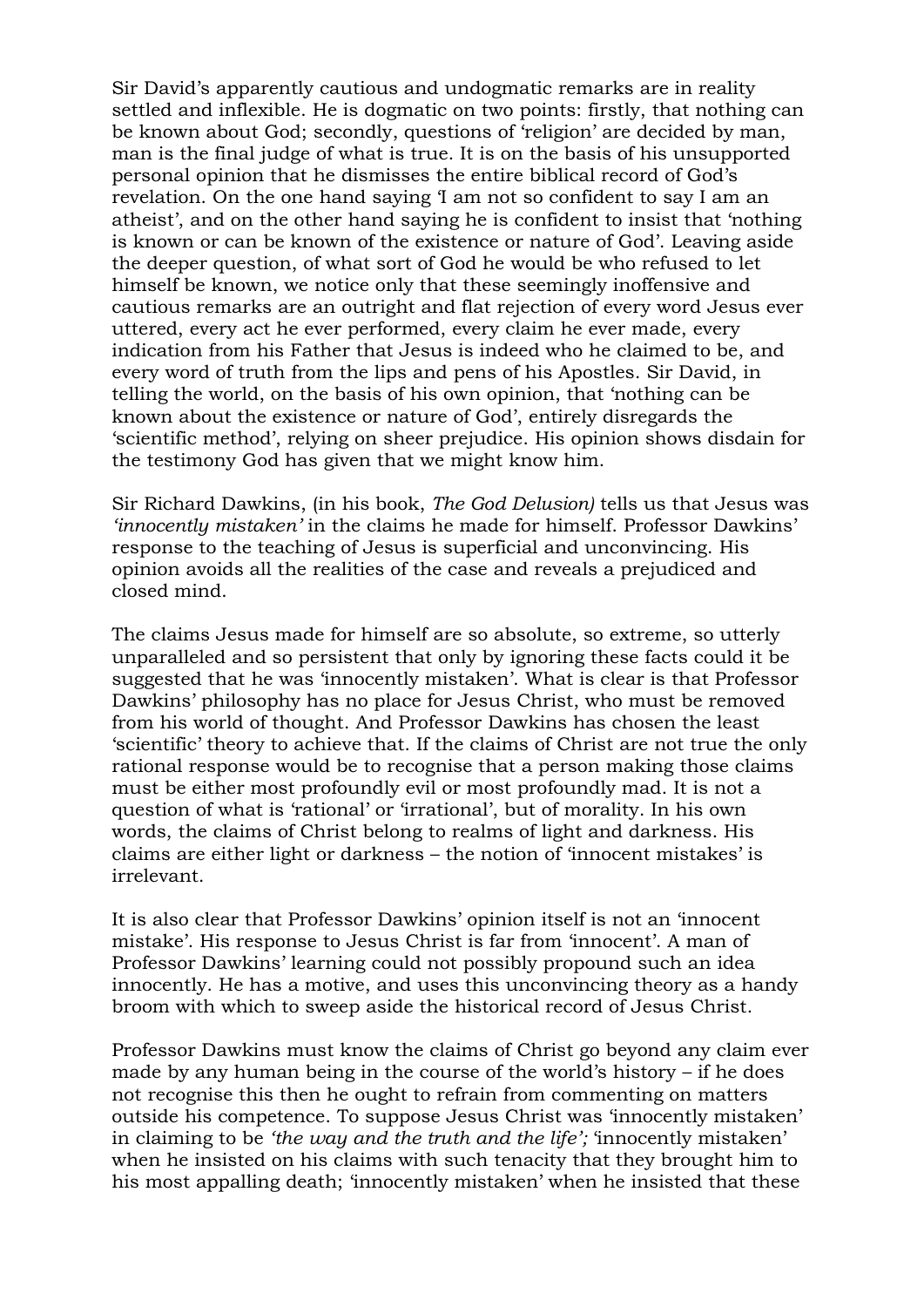Sir David's apparently cautious and undogmatic remarks are in reality settled and inflexible. He is dogmatic on two points: firstly, that nothing can be known about God; secondly, questions of 'religion' are decided by man, man is the final judge of what is true. It is on the basis of his unsupported personal opinion that he dismisses the entire biblical record of God's revelation. On the one hand saying 'I am not so confident to say I am an atheist', and on the other hand saying he is confident to insist that 'nothing is known or can be known of the existence or nature of God'. Leaving aside the deeper question, of what sort of God he would be who refused to let himself be known, we notice only that these seemingly inoffensive and cautious remarks are an outright and flat rejection of every word Jesus ever uttered, every act he ever performed, every claim he ever made, every indication from his Father that Jesus is indeed who he claimed to be, and every word of truth from the lips and pens of his Apostles. Sir David, in telling the world, on the basis of his own opinion, that 'nothing can be known about the existence or nature of God', entirely disregards the 'scientific method', relying on sheer prejudice. His opinion shows disdain for the testimony God has given that we might know him.

Sir Richard Dawkins, (in his book, *The God Delusion)* tells us that Jesus was *'innocently mistaken'* in the claims he made for himself. Professor Dawkins' response to the teaching of Jesus is superficial and unconvincing. His opinion avoids all the realities of the case and reveals a prejudiced and closed mind.

The claims Jesus made for himself are so absolute, so extreme, so utterly unparalleled and so persistent that only by ignoring these facts could it be suggested that he was 'innocently mistaken'. What is clear is that Professor Dawkins' philosophy has no place for Jesus Christ, who must be removed from his world of thought. And Professor Dawkins has chosen the least 'scientific' theory to achieve that. If the claims of Christ are not true the only rational response would be to recognise that a person making those claims must be either most profoundly evil or most profoundly mad. It is not a question of what is 'rational' or 'irrational', but of morality. In his own words, the claims of Christ belong to realms of light and darkness. His claims are either light or darkness – the notion of 'innocent mistakes' is irrelevant.

It is also clear that Professor Dawkins' opinion itself is not an 'innocent mistake'. His response to Jesus Christ is far from 'innocent'. A man of Professor Dawkins' learning could not possibly propound such an idea innocently. He has a motive, and uses this unconvincing theory as a handy broom with which to sweep aside the historical record of Jesus Christ.

Professor Dawkins must know the claims of Christ go beyond any claim ever made by any human being in the course of the world's history – if he does not recognise this then he ought to refrain from commenting on matters outside his competence. To suppose Jesus Christ was 'innocently mistaken' in claiming to be *'the way and the truth and the life';* 'innocently mistaken' when he insisted on his claims with such tenacity that they brought him to his most appalling death; 'innocently mistaken' when he insisted that these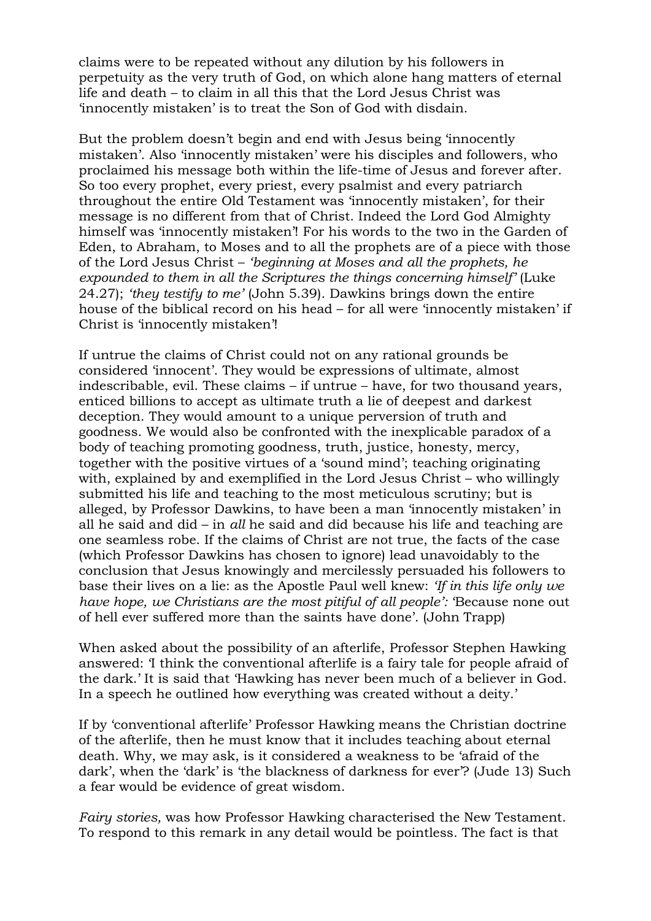claims were to be repeated without any dilution by his followers in perpetuity as the very truth of God, on which alone hang matters of eternal life and death – to claim in all this that the Lord Jesus Christ was 'innocently mistaken' is to treat the Son of God with disdain.

But the problem doesn't begin and end with Jesus being 'innocently mistaken'. Also 'innocently mistaken' were his disciples and followers, who proclaimed his message both within the life-time of Jesus and forever after. So too every prophet, every priest, every psalmist and every patriarch throughout the entire Old Testament was 'innocently mistaken', for their message is no different from that of Christ. Indeed the Lord God Almighty himself was 'innocently mistaken'! For his words to the two in the Garden of Eden, to Abraham, to Moses and to all the prophets are of a piece with those of the Lord Jesus Christ – *'beginning at Moses and all the prophets, he expounded to them in all the Scriptures the things concerning himself'* (Luke 24.27); *'they testify to me'* (John 5.39). Dawkins brings down the entire house of the biblical record on his head – for all were 'innocently mistaken' if Christ is 'innocently mistaken'!

If untrue the claims of Christ could not on any rational grounds be considered 'innocent'. They would be expressions of ultimate, almost indescribable, evil. These claims – if untrue – have, for two thousand years, enticed billions to accept as ultimate truth a lie of deepest and darkest deception. They would amount to a unique perversion of truth and goodness. We would also be confronted with the inexplicable paradox of a body of teaching promoting goodness, truth, justice, honesty, mercy, together with the positive virtues of a 'sound mind'; teaching originating with, explained by and exemplified in the Lord Jesus Christ – who willingly submitted his life and teaching to the most meticulous scrutiny; but is alleged, by Professor Dawkins, to have been a man 'innocently mistaken' in all he said and did – in *all* he said and did because his life and teaching are one seamless robe. If the claims of Christ are not true, the facts of the case (which Professor Dawkins has chosen to ignore) lead unavoidably to the conclusion that Jesus knowingly and mercilessly persuaded his followers to base their lives on a lie: as the Apostle Paul well knew: *'If in this life only we have hope, we Christians are the most pitiful of all people':* 'Because none out of hell ever suffered more than the saints have done'. (John Trapp)

When asked about the possibility of an afterlife, Professor Stephen Hawking answered: 'I think the conventional afterlife is a fairy tale for people afraid of the dark.' It is said that 'Hawking has never been much of a believer in God. In a speech he outlined how everything was created without a deity.'

If by 'conventional afterlife' Professor Hawking means the Christian doctrine of the afterlife, then he must know that it includes teaching about eternal death. Why, we may ask, is it considered a weakness to be 'afraid of the dark', when the 'dark' is 'the blackness of darkness for ever'? (Jude 13) Such a fear would be evidence of great wisdom.

*Fairy stories,* was how Professor Hawking characterised the New Testament. To respond to this remark in any detail would be pointless. The fact is that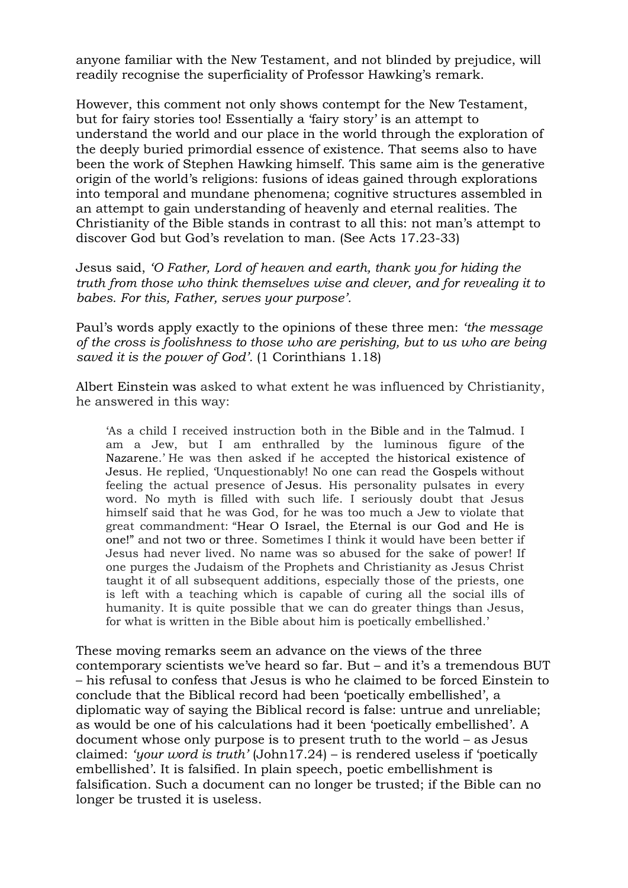anyone familiar with the New Testament, and not blinded by prejudice, will readily recognise the superficiality of Professor Hawking's remark.

However, this comment not only shows contempt for the New Testament, but for fairy stories too! Essentially a 'fairy story' is an attempt to understand the world and our place in the world through the exploration of the deeply buried primordial essence of existence. That seems also to have been the work of Stephen Hawking himself. This same aim is the generative origin of the world's religions: fusions of ideas gained through explorations into temporal and mundane phenomena; cognitive structures assembled in an attempt to gain understanding of heavenly and eternal realities. The Christianity of the Bible stands in contrast to all this: not man's attempt to discover God but God's revelation to man. (See Acts 17.23-33)

Jesus said, *'O Father, Lord of heaven and earth, thank you for hiding the truth from those who think themselves wise and clever, and for revealing it to babes. For this, Father, serves your purpose'.*

Paul's words apply exactly to the opinions of these three men: *'the message of the cross is foolishness to those who are perishing, but to us who are being saved it is the power of God'.* (1 Corinthians 1.18)

Albert Einstein was asked to what extent he was influenced by Christianity, he answered in this way:

> 'As a child I received instruction both in the Bible and in the Talmud. I am a Jew, but I am enthralled by the luminous figure of the Nazarene.' He was then asked if he accepted the historical existence of Jesus. He replied, 'Unquestionably! No one can read the Gospels without feeling the actual presence of Jesus. His personality pulsates in every word. No myth is filled with such life. I seriously doubt that Jesus himself said that he was God, for he was too much a Jew to violate that great commandment: "Hear O Israel, the Eternal is our God and He is one!" and not two or three. Sometimes I think it would have been better if Jesus had never lived. No name was so abused for the sake of power! If one purges the Judaism of the Prophets and Christianity as Jesus Christ taught it of all subsequent additions, especially those of the priests, one is left with a teaching which is capable of curing all the social ills of humanity. It is quite possible that we can do greater things than Jesus, for what is written in the Bible about him is poetically embellished.'

These moving remarks seem an advance on the views of the three contemporary scientists we've heard so far. But – and it's a tremendous BUT – his refusal to confess that Jesus is who he claimed to be forced Einstein to conclude that the Biblical record had been 'poetically embellished', a diplomatic way of saying the Biblical record is false: untrue and unreliable; as would be one of his calculations had it been 'poetically embellished'. A document whose only purpose is to present truth to the world – as Jesus claimed: *'your word is truth'* (John17.24) – is rendered useless if 'poetically embellished'. It is falsified. In plain speech, poetic embellishment is falsification. Such a document can no longer be trusted; if the Bible can no longer be trusted it is useless.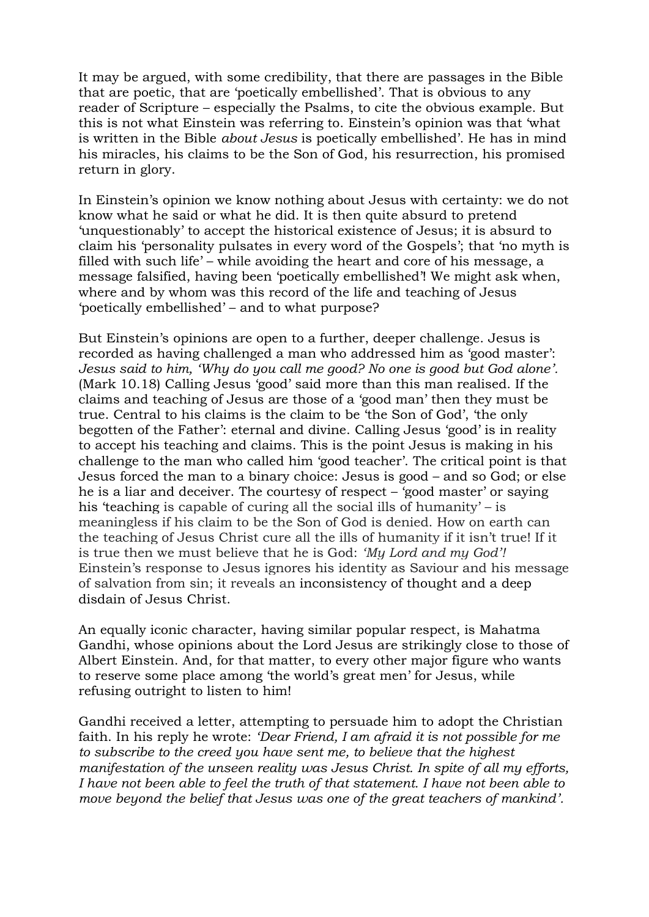It may be argued, with some credibility, that there are passages in the Bible that are poetic, that are 'poetically embellished'. That is obvious to any reader of Scripture – especially the Psalms, to cite the obvious example. But this is not what Einstein was referring to. Einstein's opinion was that 'what is written in the Bible *about Jesus* is poetically embellished'. He has in mind his miracles, his claims to be the Son of God, his resurrection, his promised return in glory.

In Einstein's opinion we know nothing about Jesus with certainty: we do not know what he said or what he did. It is then quite absurd to pretend 'unquestionably' to accept the historical existence of Jesus; it is absurd to claim his 'personality pulsates in every word of the Gospels'; that 'no myth is filled with such life' – while avoiding the heart and core of his message, a message falsified, having been 'poetically embellished'! We might ask when, where and by whom was this record of the life and teaching of Jesus 'poetically embellished' – and to what purpose?

But Einstein's opinions are open to a further, deeper challenge. Jesus is recorded as having challenged a man who addressed him as 'good master': *Jesus said to him, 'Why do you call me good? No one is good but God alone'.* (Mark 10.18) Calling Jesus 'good' said more than this man realised. If the claims and teaching of Jesus are those of a 'good man' then they must be true. Central to his claims is the claim to be 'the Son of God', 'the only begotten of the Father': eternal and divine. Calling Jesus 'good' is in reality to accept his teaching and claims. This is the point Jesus is making in his challenge to the man who called him 'good teacher'. The critical point is that Jesus forced the man to a binary choice: Jesus is good – and so God; or else he is a liar and deceiver. The courtesy of respect – 'good master' or saying his 'teaching is capable of curing all the social ills of humanity' – is meaningless if his claim to be the Son of God is denied. How on earth can the teaching of Jesus Christ cure all the ills of humanity if it isn't true! If it is true then we must believe that he is God: *'My Lord and my God'!* Einstein's response to Jesus ignores his identity as Saviour and his message of salvation from sin; it reveals an inconsistency of thought and a deep disdain of Jesus Christ.

An equally iconic character, having similar popular respect, is Mahatma Gandhi, whose opinions about the Lord Jesus are strikingly close to those of Albert Einstein. And, for that matter, to every other major figure who wants to reserve some place among 'the world's great men' for Jesus, while refusing outright to listen to him!

Gandhi received a letter, attempting to persuade him to adopt the Christian faith. In his reply he wrote: *'Dear Friend, I am afraid it is not possible for me to subscribe to the creed you have sent me, to believe that the highest manifestation of the unseen reality was Jesus Christ. In spite of all my efforts, I have not been able to feel the truth of that statement. I have not been able to move beyond the belief that Jesus was one of the great teachers of mankind'.*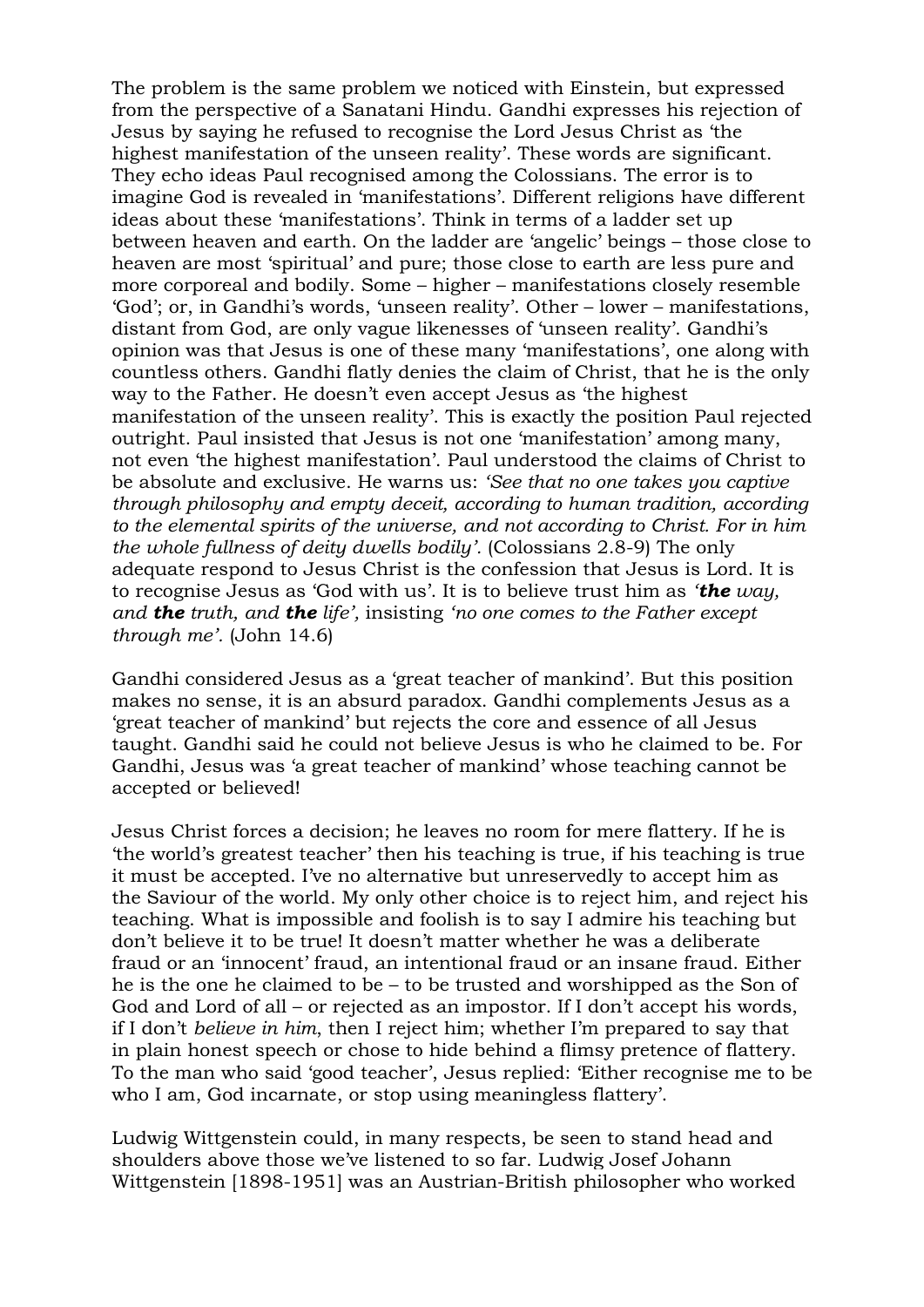The problem is the same problem we noticed with Einstein, but expressed from the perspective of a Sanatani Hindu. Gandhi expresses his rejection of Jesus by saying he refused to recognise the Lord Jesus Christ as 'the highest manifestation of the unseen reality'. These words are significant. They echo ideas Paul recognised among the Colossians. The error is to imagine God is revealed in 'manifestations'. Different religions have different ideas about these 'manifestations'. Think in terms of a ladder set up between heaven and earth. On the ladder are 'angelic' beings – those close to heaven are most 'spiritual' and pure; those close to earth are less pure and more corporeal and bodily. Some – higher – manifestations closely resemble 'God'; or, in Gandhi's words, 'unseen reality'. Other – lower – manifestations, distant from God, are only vague likenesses of 'unseen reality'. Gandhi's opinion was that Jesus is one of these many 'manifestations', one along with countless others. Gandhi flatly denies the claim of Christ, that he is the only way to the Father. He doesn't even accept Jesus as 'the highest manifestation of the unseen reality'. This is exactly the position Paul rejected outright. Paul insisted that Jesus is not one 'manifestation' among many, not even 'the highest manifestation'. Paul understood the claims of Christ to be absolute and exclusive. He warns us: *'See that no one takes you captive through philosophy and empty deceit, according to human tradition, according to the elemental spirits of the universe, and not according to Christ. For in him the whole fullness of deity dwells bodily'.* (Colossians 2.8-9) The only adequate respond to Jesus Christ is the confession that Jesus is Lord. It is to recognise Jesus as 'God with us'. It is to believe trust him as *'**the** way, and **the** truth, and **the** life',* insisting *'no one comes to the Father except through me'.* (John 14.6)

Gandhi considered Jesus as a 'great teacher of mankind'. But this position makes no sense, it is an absurd paradox. Gandhi complements Jesus as a 'great teacher of mankind' but rejects the core and essence of all Jesus taught. Gandhi said he could not believe Jesus is who he claimed to be. For Gandhi, Jesus was 'a great teacher of mankind' whose teaching cannot be accepted or believed!

Jesus Christ forces a decision; he leaves no room for mere flattery. If he is 'the world's greatest teacher' then his teaching is true, if his teaching is true it must be accepted. I've no alternative but unreservedly to accept him as the Saviour of the world. My only other choice is to reject him, and reject his teaching. What is impossible and foolish is to say I admire his teaching but don't believe it to be true! It doesn't matter whether he was a deliberate fraud or an 'innocent' fraud, an intentional fraud or an insane fraud. Either he is the one he claimed to be – to be trusted and worshipped as the Son of God and Lord of all – or rejected as an impostor. If I don't accept his words, if I don't *believe in him*, then I reject him; whether I'm prepared to say that in plain honest speech or chose to hide behind a flimsy pretence of flattery. To the man who said 'good teacher', Jesus replied: 'Either recognise me to be who I am, God incarnate, or stop using meaningless flattery'.

Ludwig Wittgenstein could, in many respects, be seen to stand head and shoulders above those we've listened to so far. Ludwig Josef Johann Wittgenstein [1898-1951] was an Austrian-British philosopher who worked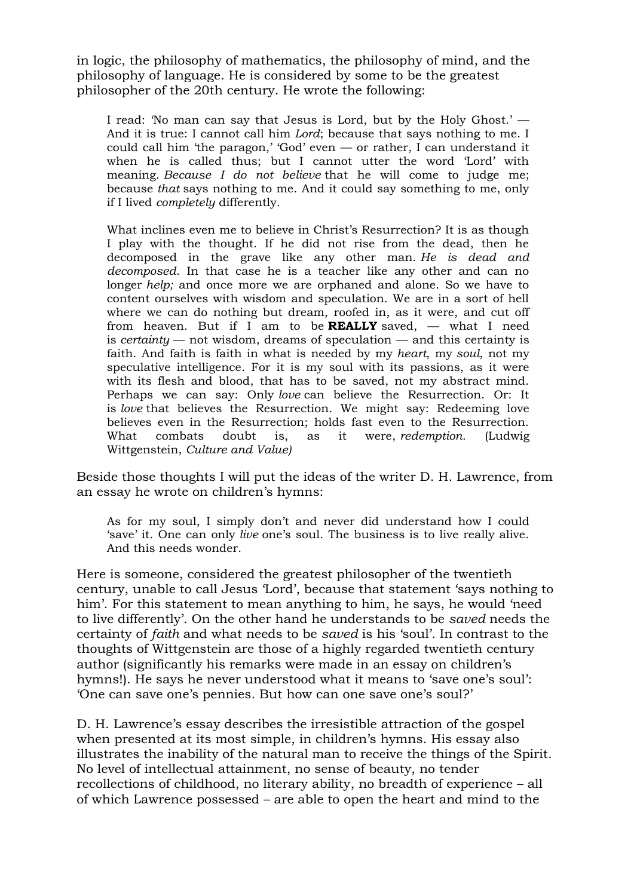in logic, the philosophy of mathematics, the philosophy of mind, and the philosophy of language. He is considered by some to be the greatest philosopher of the 20th century. He wrote the following:

> I read: 'No man can say that Jesus is Lord, but by the Holy Ghost.' — And it is true: I cannot call him *Lord*; because that says nothing to me. I could call him 'the paragon,' 'God' even — or rather, I can understand it when he is called thus; but I cannot utter the word 'Lord' with meaning. *Because I do not believe* that he will come to judge me; because *that* says nothing to me. And it could say something to me, only if I lived *completely* differently.
>
> What inclines even me to believe in Christ's Resurrection? It is as though I play with the thought. If he did not rise from the dead, then he decomposed in the grave like any other man. *He is dead and decomposed*. In that case he is a teacher like any other and can no longer *help;* and once more we are orphaned and alone. So we have to content ourselves with wisdom and speculation. We are in a sort of hell where we can do nothing but dream, roofed in, as it were, and cut off from heaven. But if I am to be **REALLY** saved, — what I need is *certainty* — not wisdom, dreams of speculation — and this certainty is faith. And faith is faith in what is needed by my *heart*, my *soul*, not my speculative intelligence. For it is my soul with its passions, as it were with its flesh and blood, that has to be saved, not my abstract mind. Perhaps we can say: Only *love* can believe the Resurrection. Or: It is *love* that believes the Resurrection. We might say: Redeeming love believes even in the Resurrection; holds fast even to the Resurrection. What combats doubt is, as it were, *redemption.* (Ludwig Wittgenstein, *Culture and Value)*

Beside those thoughts I will put the ideas of the writer D. H. Lawrence, from an essay he wrote on children's hymns:

> As for my soul, I simply don't and never did understand how I could 'save' it. One can only *live* one's soul. The business is to live really alive. And this needs wonder.

Here is someone, considered the greatest philosopher of the twentieth century, unable to call Jesus 'Lord', because that statement 'says nothing to him'. For this statement to mean anything to him, he says, he would 'need to live differently'. On the other hand he understands to be *saved* needs the certainty of *faith* and what needs to be *saved* is his 'soul'. In contrast to the thoughts of Wittgenstein are those of a highly regarded twentieth century author (significantly his remarks were made in an essay on children's hymns!). He says he never understood what it means to 'save one's soul': 'One can save one's pennies. But how can one save one's soul?'

D. H. Lawrence's essay describes the irresistible attraction of the gospel when presented at its most simple, in children's hymns. His essay also illustrates the inability of the natural man to receive the things of the Spirit. No level of intellectual attainment, no sense of beauty, no tender recollections of childhood, no literary ability, no breadth of experience – all of which Lawrence possessed – are able to open the heart and mind to the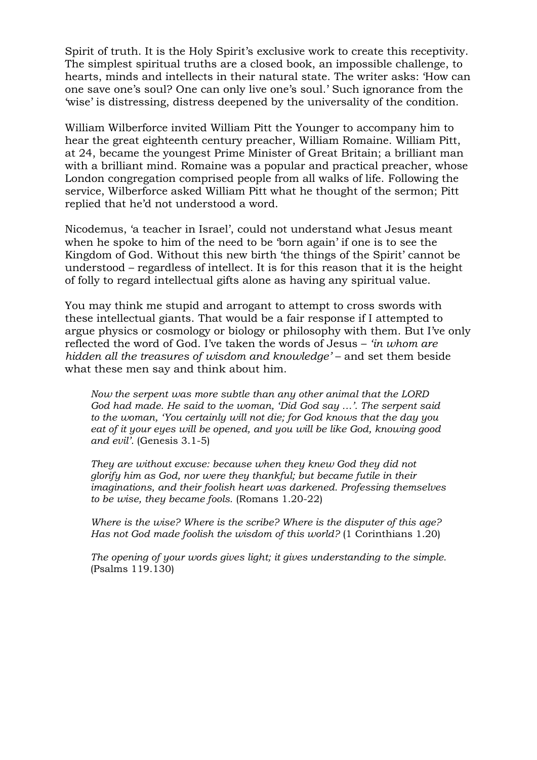Spirit of truth. It is the Holy Spirit's exclusive work to create this receptivity. The simplest spiritual truths are a closed book, an impossible challenge, to hearts, minds and intellects in their natural state. The writer asks: 'How can one save one's soul? One can only live one's soul.' Such ignorance from the 'wise' is distressing, distress deepened by the universality of the condition.

William Wilberforce invited William Pitt the Younger to accompany him to hear the great eighteenth century preacher, William Romaine. William Pitt, at 24, became the youngest Prime Minister of Great Britain; a brilliant man with a brilliant mind. Romaine was a popular and practical preacher, whose London congregation comprised people from all walks of life. Following the service, Wilberforce asked William Pitt what he thought of the sermon; Pitt replied that he'd not understood a word.

Nicodemus, 'a teacher in Israel', could not understand what Jesus meant when he spoke to him of the need to be 'born again' if one is to see the Kingdom of God. Without this new birth 'the things of the Spirit' cannot be understood – regardless of intellect. It is for this reason that it is the height of folly to regard intellectual gifts alone as having any spiritual value.

You may think me stupid and arrogant to attempt to cross swords with these intellectual giants. That would be a fair response if I attempted to argue physics or cosmology or biology or philosophy with them. But I've only reflected the word of God. I've taken the words of Jesus – *'in whom are hidden all the treasures of wisdom and knowledge'* – and set them beside what these men say and think about him.

> *Now the serpent was more subtle than any other animal that the LORD God had made. He said to the woman, 'Did God say …'. The serpent said to the woman, 'You certainly will not die; for God knows that the day you eat of it your eyes will be opened, and you will be like God, knowing good and evil'.* (Genesis 3.1-5)
>
> *They are without excuse: because when they knew God they did not glorify him as God, nor were they thankful; but became futile in their imaginations, and their foolish heart was darkened. Professing themselves to be wise, they became fools.* (Romans 1.20-22)
>
> *Where is the wise? Where is the scribe? Where is the disputer of this age? Has not God made foolish the wisdom of this world?* (1 Corinthians 1.20)
>
> *The opening of your words gives light; it gives understanding to the simple.* (Psalms 119.130)